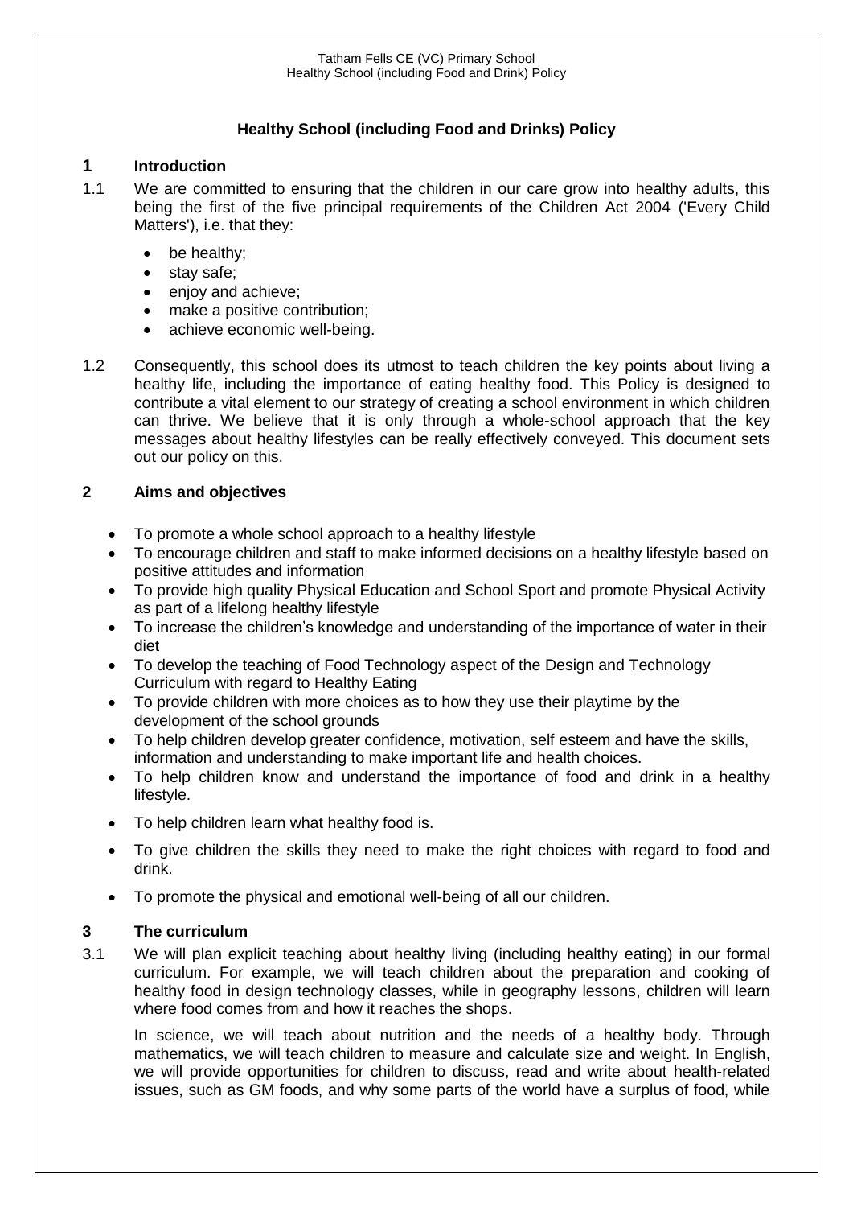# Healthy School (including Food and Drinks) Policy

## 1 Introduction

1.1 We are committed to ensuring that the children in our care grow into healthy adults, this being the first of the five principal requirements of the Children Act 2004 ('Every Child Matters'), i.e. that they:

- be healthy;
- stay safe;
- enjoy and achieve;
- make a positive contribution;
- achieve economic well-being.

1.2 Consequently, this school does its utmost to teach children the key points about living a healthy life, including the importance of eating healthy food. This Policy is designed to contribute a vital element to our strategy of creating a school environment in which children can thrive. We believe that it is only through a whole-school approach that the key messages about healthy lifestyles can be really effectively conveyed. This document sets out our policy on this.

## 2 Aims and objectives

- To promote a whole school approach to a healthy lifestyle
- To encourage children and staff to make informed decisions on a healthy lifestyle based on positive attitudes and information
- To provide high quality Physical Education and School Sport and promote Physical Activity as part of a lifelong healthy lifestyle
- To increase the children's knowledge and understanding of the importance of water in their diet
- To develop the teaching of Food Technology aspect of the Design and Technology Curriculum with regard to Healthy Eating
- To provide children with more choices as to how they use their playtime by the development of the school grounds
- To help children develop greater confidence, motivation, self esteem and have the skills, information and understanding to make important life and health choices.
- To help children know and understand the importance of food and drink in a healthy lifestyle.
- To help children learn what healthy food is.
- To give children the skills they need to make the right choices with regard to food and drink.
- To promote the physical and emotional well-being of all our children.

## 3 The curriculum

3.1 We will plan explicit teaching about healthy living (including healthy eating) in our formal curriculum. For example, we will teach children about the preparation and cooking of healthy food in design technology classes, while in geography lessons, children will learn where food comes from and how it reaches the shops.

In science, we will teach about nutrition and the needs of a healthy body. Through mathematics, we will teach children to measure and calculate size and weight. In English, we will provide opportunities for children to discuss, read and write about health-related issues, such as GM foods, and why some parts of the world have a surplus of food, while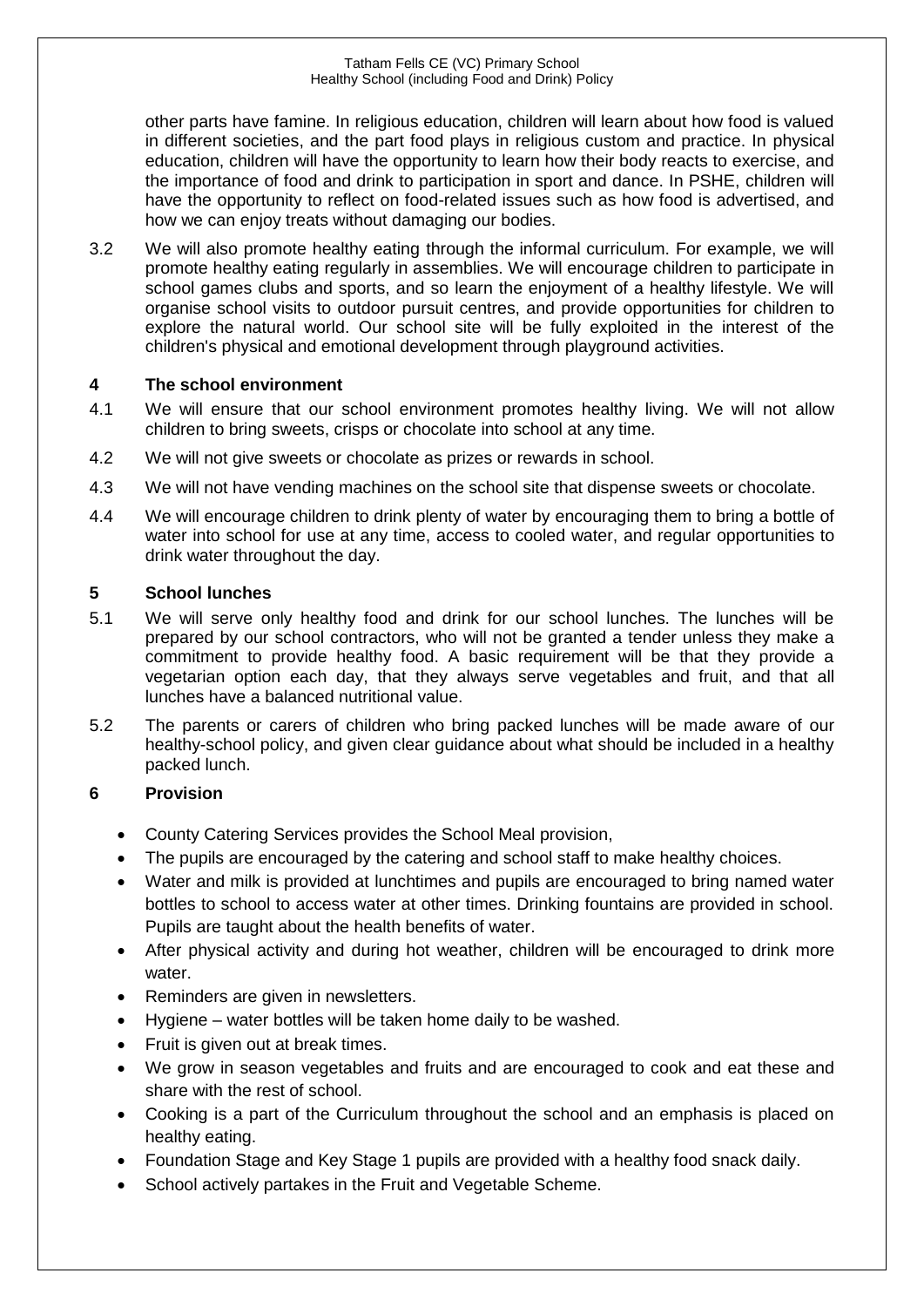other parts have famine. In religious education, children will learn about how food is valued in different societies, and the part food plays in religious custom and practice. In physical education, children will have the opportunity to learn how their body reacts to exercise, and the importance of food and drink to participation in sport and dance. In PSHE, children will have the opportunity to reflect on food-related issues such as how food is advertised, and how we can enjoy treats without damaging our bodies.

3.2 We will also promote healthy eating through the informal curriculum. For example, we will promote healthy eating regularly in assemblies. We will encourage children to participate in school games clubs and sports, and so learn the enjoyment of a healthy lifestyle. We will organise school visits to outdoor pursuit centres, and provide opportunities for children to explore the natural world. Our school site will be fully exploited in the interest of the children's physical and emotional development through playground activities.

## 4 The school environment

4.1 We will ensure that our school environment promotes healthy living. We will not allow children to bring sweets, crisps or chocolate into school at any time.

4.2 We will not give sweets or chocolate as prizes or rewards in school.

4.3 We will not have vending machines on the school site that dispense sweets or chocolate.

4.4 We will encourage children to drink plenty of water by encouraging them to bring a bottle of water into school for use at any time, access to cooled water, and regular opportunities to drink water throughout the day.

## 5 School lunches

5.1 We will serve only healthy food and drink for our school lunches. The lunches will be prepared by our school contractors, who will not be granted a tender unless they make a commitment to provide healthy food. A basic requirement will be that they provide a vegetarian option each day, that they always serve vegetables and fruit, and that all lunches have a balanced nutritional value.

5.2 The parents or carers of children who bring packed lunches will be made aware of our healthy-school policy, and given clear guidance about what should be included in a healthy packed lunch.

## 6 Provision

- County Catering Services provides the School Meal provision,
- The pupils are encouraged by the catering and school staff to make healthy choices.
- Water and milk is provided at lunchtimes and pupils are encouraged to bring named water bottles to school to access water at other times. Drinking fountains are provided in school. Pupils are taught about the health benefits of water.
- After physical activity and during hot weather, children will be encouraged to drink more water.
- Reminders are given in newsletters.
- Hygiene – water bottles will be taken home daily to be washed.
- Fruit is given out at break times.
- We grow in season vegetables and fruits and are encouraged to cook and eat these and share with the rest of school.
- Cooking is a part of the Curriculum throughout the school and an emphasis is placed on healthy eating.
- Foundation Stage and Key Stage 1 pupils are provided with a healthy food snack daily.
- School actively partakes in the Fruit and Vegetable Scheme.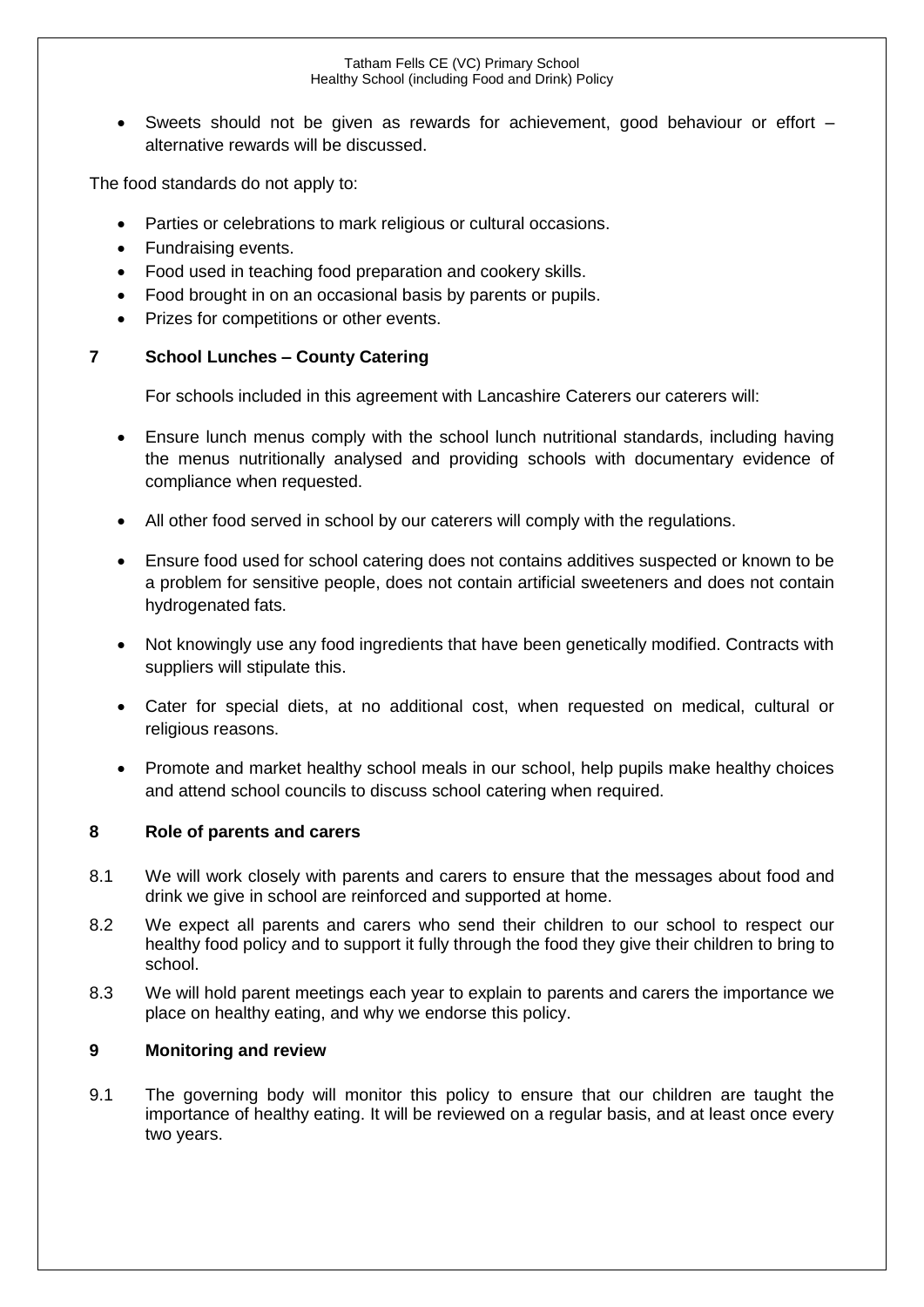- Sweets should not be given as rewards for achievement, good behaviour or effort – alternative rewards will be discussed.

The food standards do not apply to:

- Parties or celebrations to mark religious or cultural occasions.
- Fundraising events.
- Food used in teaching food preparation and cookery skills.
- Food brought in on an occasional basis by parents or pupils.
- Prizes for competitions or other events.

## 7 School Lunches – County Catering

For schools included in this agreement with Lancashire Caterers our caterers will:

- Ensure lunch menus comply with the school lunch nutritional standards, including having the menus nutritionally analysed and providing schools with documentary evidence of compliance when requested.
- All other food served in school by our caterers will comply with the regulations.
- Ensure food used for school catering does not contains additives suspected or known to be a problem for sensitive people, does not contain artificial sweeteners and does not contain hydrogenated fats.
- Not knowingly use any food ingredients that have been genetically modified. Contracts with suppliers will stipulate this.
- Cater for special diets, at no additional cost, when requested on medical, cultural or religious reasons.
- Promote and market healthy school meals in our school, help pupils make healthy choices and attend school councils to discuss school catering when required.

## 8 Role of parents and carers

8.1 We will work closely with parents and carers to ensure that the messages about food and drink we give in school are reinforced and supported at home.

8.2 We expect all parents and carers who send their children to our school to respect our healthy food policy and to support it fully through the food they give their children to bring to school.

8.3 We will hold parent meetings each year to explain to parents and carers the importance we place on healthy eating, and why we endorse this policy.

## 9 Monitoring and review

9.1 The governing body will monitor this policy to ensure that our children are taught the importance of healthy eating. It will be reviewed on a regular basis, and at least once every two years.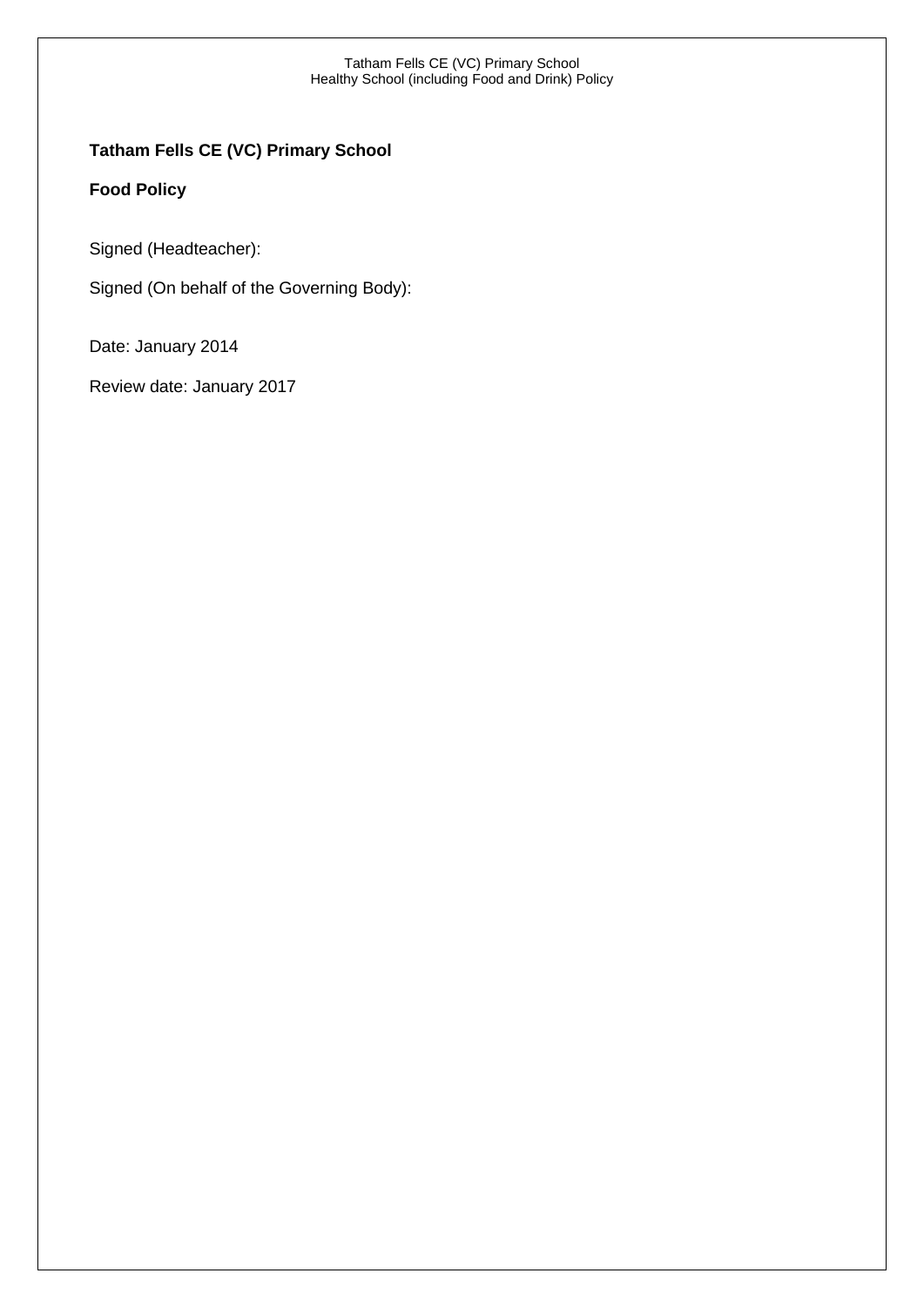**Tatham Fells CE (VC) Primary School**

**Food Policy**

Signed (Headteacher):

Signed (On behalf of the Governing Body):

Date: January 2014

Review date: January 2017